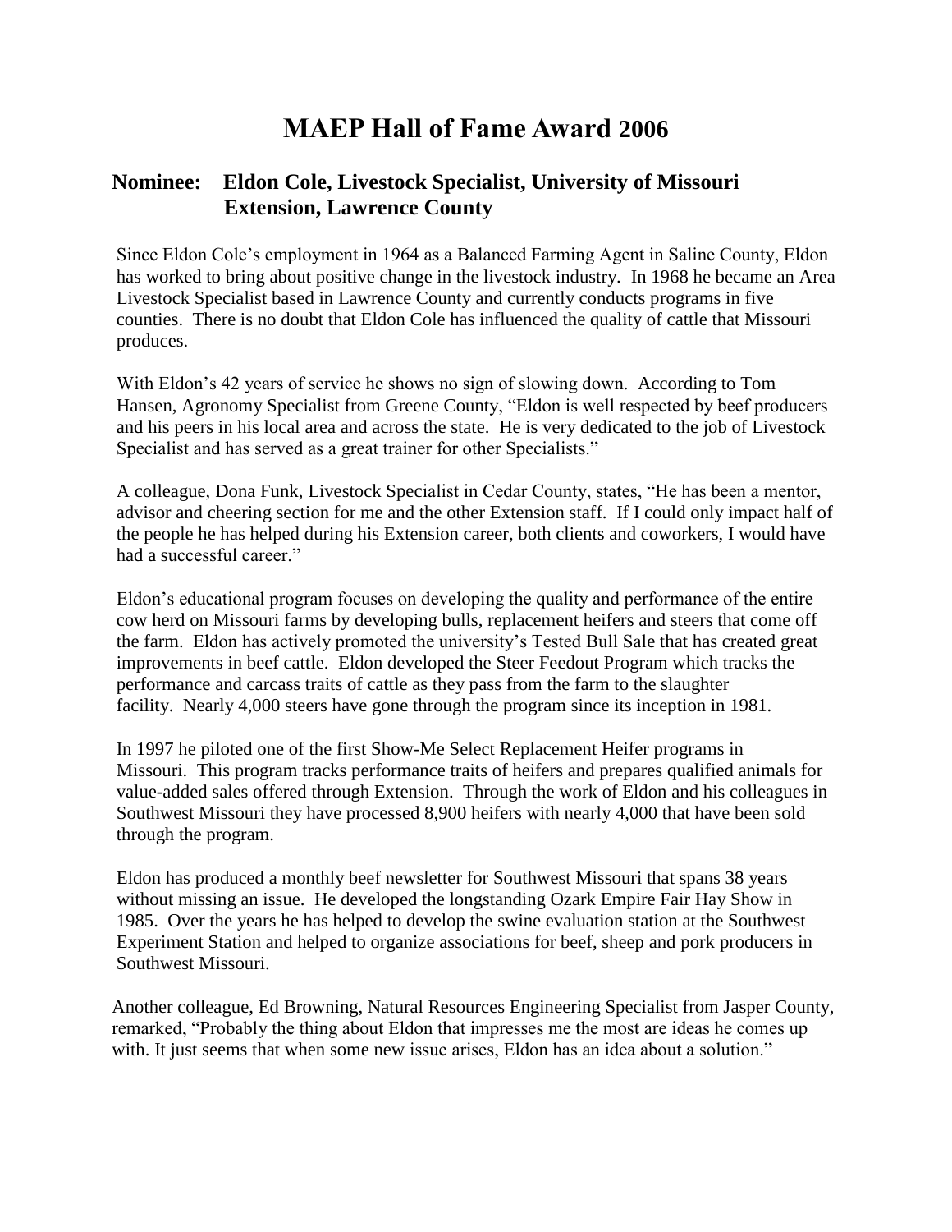# MAEP Hall of Fame Award 2006

## Nominee: Eldon Cole, Livestock Specialist, University of Missouri Extension, Lawrence County

Since Eldon Cole's employment in 1964 as a Balanced Farming Agent in Saline County, Eldon has worked to bring about positive change in the livestock industry. In 1968 he became an Area Livestock Specialist based in Lawrence County and currently conducts programs in five counties. There is no doubt that Eldon Cole has influenced the quality of cattle that Missouri produces.

With Eldon's 42 years of service he shows no sign of slowing down. According to Tom Hansen, Agronomy Specialist from Greene County, "Eldon is well respected by beef producers and his peers in his local area and across the state. He is very dedicated to the job of Livestock Specialist and has served as a great trainer for other Specialists."

A colleague, Dona Funk, Livestock Specialist in Cedar County, states, "He has been a mentor, advisor and cheering section for me and the other Extension staff. If I could only impact half of the people he has helped during his Extension career, both clients and coworkers, I would have had a successful career."

Eldon's educational program focuses on developing the quality and performance of the entire cow herd on Missouri farms by developing bulls, replacement heifers and steers that come off the farm. Eldon has actively promoted the university's Tested Bull Sale that has created great improvements in beef cattle. Eldon developed the Steer Feedout Program which tracks the performance and carcass traits of cattle as they pass from the farm to the slaughter facility. Nearly 4,000 steers have gone through the program since its inception in 1981.

In 1997 he piloted one of the first Show-Me Select Replacement Heifer programs in Missouri. This program tracks performance traits of heifers and prepares qualified animals for value-added sales offered through Extension. Through the work of Eldon and his colleagues in Southwest Missouri they have processed 8,900 heifers with nearly 4,000 that have been sold through the program.

Eldon has produced a monthly beef newsletter for Southwest Missouri that spans 38 years without missing an issue. He developed the longstanding Ozark Empire Fair Hay Show in 1985. Over the years he has helped to develop the swine evaluation station at the Southwest Experiment Station and helped to organize associations for beef, sheep and pork producers in Southwest Missouri.

Another colleague, Ed Browning, Natural Resources Engineering Specialist from Jasper County, remarked, "Probably the thing about Eldon that impresses me the most are ideas he comes up with. It just seems that when some new issue arises, Eldon has an idea about a solution."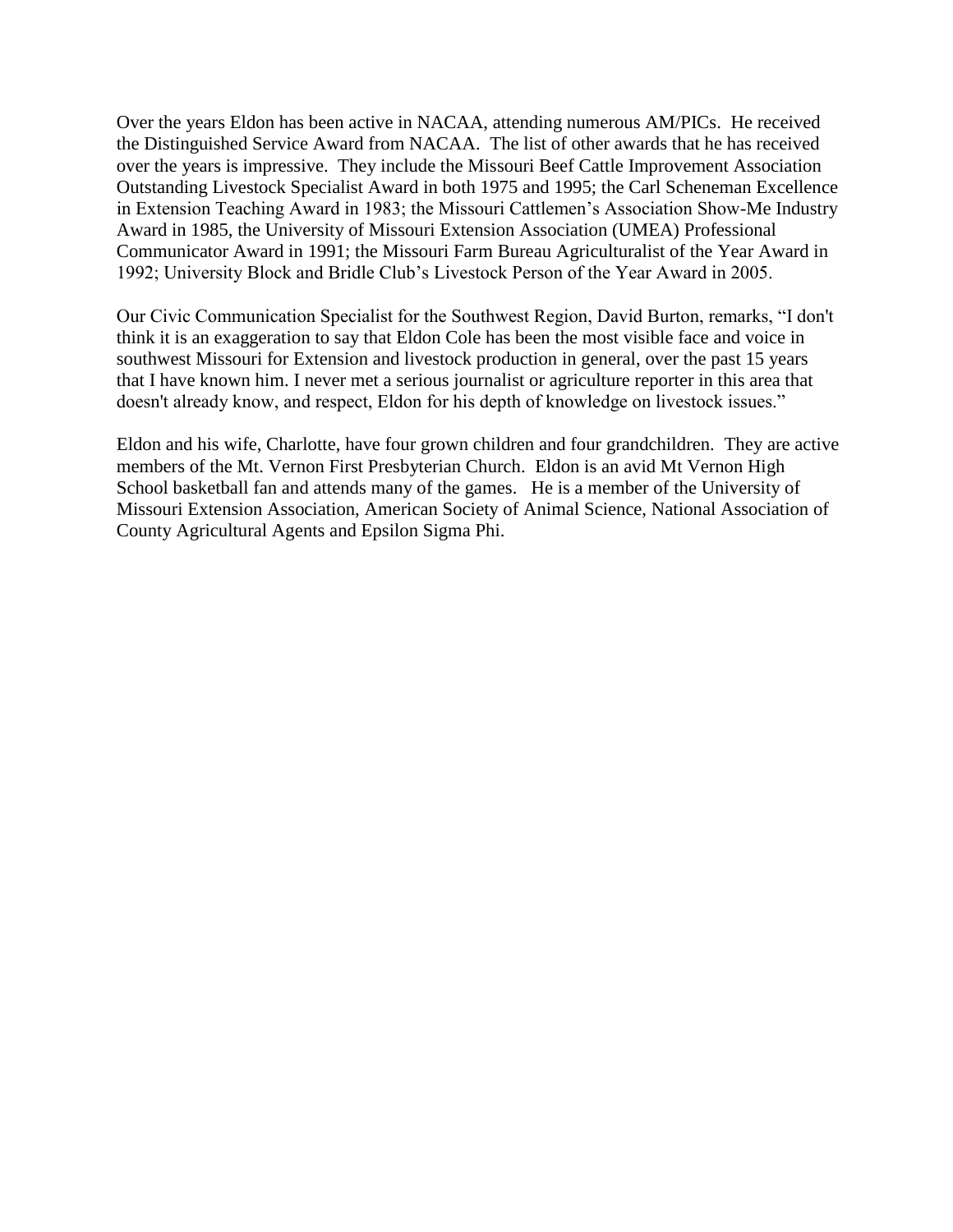Over the years Eldon has been active in NACAA, attending numerous AM/PICs. He received the Distinguished Service Award from NACAA. The list of other awards that he has received over the years is impressive. They include the Missouri Beef Cattle Improvement Association Outstanding Livestock Specialist Award in both 1975 and 1995; the Carl Scheneman Excellence in Extension Teaching Award in 1983; the Missouri Cattlemen's Association Show-Me Industry Award in 1985, the University of Missouri Extension Association (UMEA) Professional Communicator Award in 1991; the Missouri Farm Bureau Agriculturalist of the Year Award in 1992; University Block and Bridle Club's Livestock Person of the Year Award in 2005.

Our Civic Communication Specialist for the Southwest Region, David Burton, remarks, "I don't think it is an exaggeration to say that Eldon Cole has been the most visible face and voice in southwest Missouri for Extension and livestock production in general, over the past 15 years that I have known him. I never met a serious journalist or agriculture reporter in this area that doesn't already know, and respect, Eldon for his depth of knowledge on livestock issues."

Eldon and his wife, Charlotte, have four grown children and four grandchildren. They are active members of the Mt. Vernon First Presbyterian Church. Eldon is an avid Mt Vernon High School basketball fan and attends many of the games. He is a member of the University of Missouri Extension Association, American Society of Animal Science, National Association of County Agricultural Agents and Epsilon Sigma Phi.